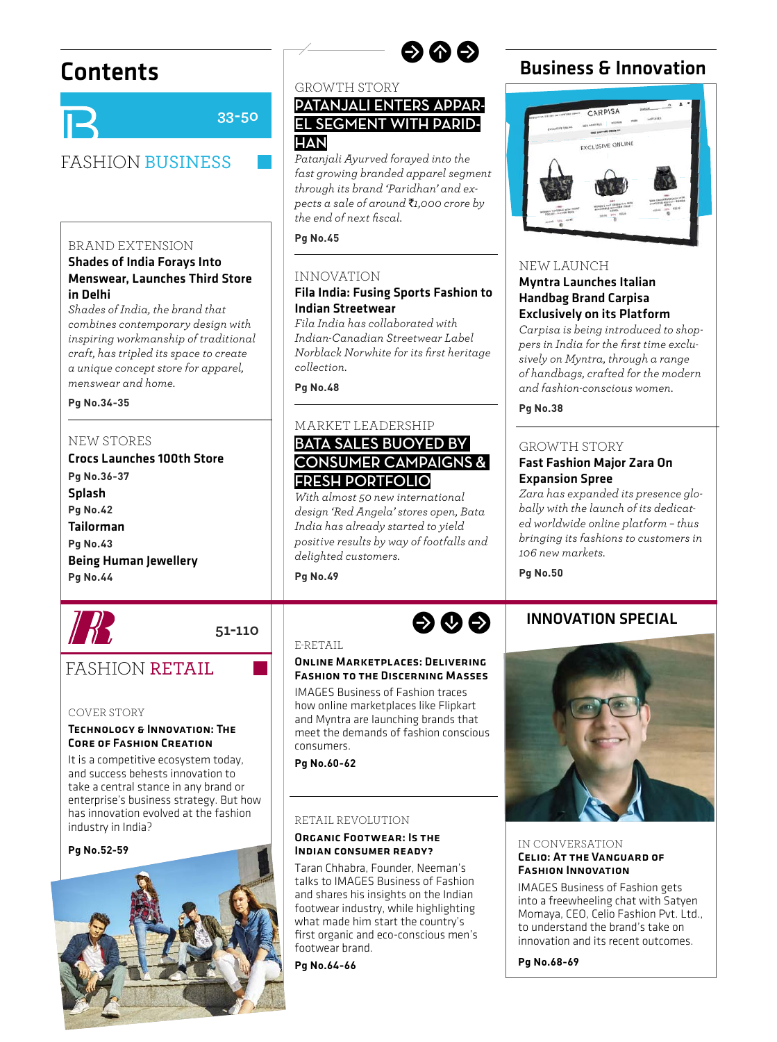# Contents

## FASHION BUSINESS

33-50

BRAND EXTENSION

**Shades of India Forays Into Menswear, Launches Third Store in Delhi**

*Shades of India, the brand that combines contemporary design with inspiring workmanship of traditional craft, has tripled its space to create a unique concept store for apparel, menswear and home.*

**Pg No.34-35**

NEW STORES

**Crocs Launches 100th Store**

**Pg No.36-37**

**Splash**

**Pg No.42**

**Tailorman**

**Pg No.43**

**Being Human Jewellery**

**Pg No.44**

GROWTH STORY

**PATANJALI ENTERS APPAREL SEGMENT WITH PARIDHAN**

*Patanjali Ayurved forayed into the fast growing branded apparel segment through its brand 'Paridhan' and expects a sale of around ₹1,000 crore by the end of next fiscal.*

**Pg No.45**

INNOVATION

**Fila India: Fusing Sports Fashion to Indian Streetwear**

*Fila India has collaborated with Indian-Canadian Streetwear Label Norblack Norwhite for its first heritage collection.*

**Pg No.48**

MARKET LEADERSHIP

**BATA SALES BUOYED BY CONSUMER CAMPAIGNS & FRESH PORTFOLIO**

*With almost 50 new international design 'Red Angela' stores open, Bata India has already started to yield positive results by way of footfalls and delighted customers.*

**Pg No.49**

## Business & Innovation

NEW LAUNCH

**Myntra Launches Italian Handbag Brand Carpisa Exclusively on its Platform**

*Carpisa is being introduced to shoppers in India for the first time exclusively on Myntra, through a range of handbags, crafted for the modern and fashion-conscious women.*

**Pg No.38**

GROWTH STORY

**Fast Fashion Major Zara On Expansion Spree**

*Zara has expanded its presence globally with the launch of its dedicated worldwide online platform – thus bringing its fashions to customers in 106 new markets.*

**Pg No.50**

## FASHION RETAIL

51-110

COVER STORY

**Technology & Innovation: The Core of Fashion Creation**

It is a competitive ecosystem today, and success behests innovation to take a central stance in any brand or enterprise's business strategy. But how has innovation evolved at the fashion industry in India?

**Pg No.52-59**

E-RETAIL

**Online Marketplaces: Delivering Fashion to the Discerning Masses**

IMAGES Business of Fashion traces how online marketplaces like Flipkart and Myntra are launching brands that meet the demands of fashion conscious consumers.

**Pg No.60-62**

RETAIL REVOLUTION

**Organic Footwear: Is the Indian Consumer Ready?**

Taran Chhabra, Founder, Neeman's talks to IMAGES Business of Fashion and shares his insights on the Indian footwear industry, while highlighting what made him start the country's first organic and eco-conscious men's footwear brand.

**Pg No.64-66**

## INNOVATION SPECIAL

IN CONVERSATION

**Celio: At the Vanguard of Fashion Innovation**

IMAGES Business of Fashion gets into a freewheeling chat with Satyen Momaya, CEO, Celio Fashion Pvt. Ltd., to understand the brand's take on innovation and its recent outcomes.

**Pg No.68-69**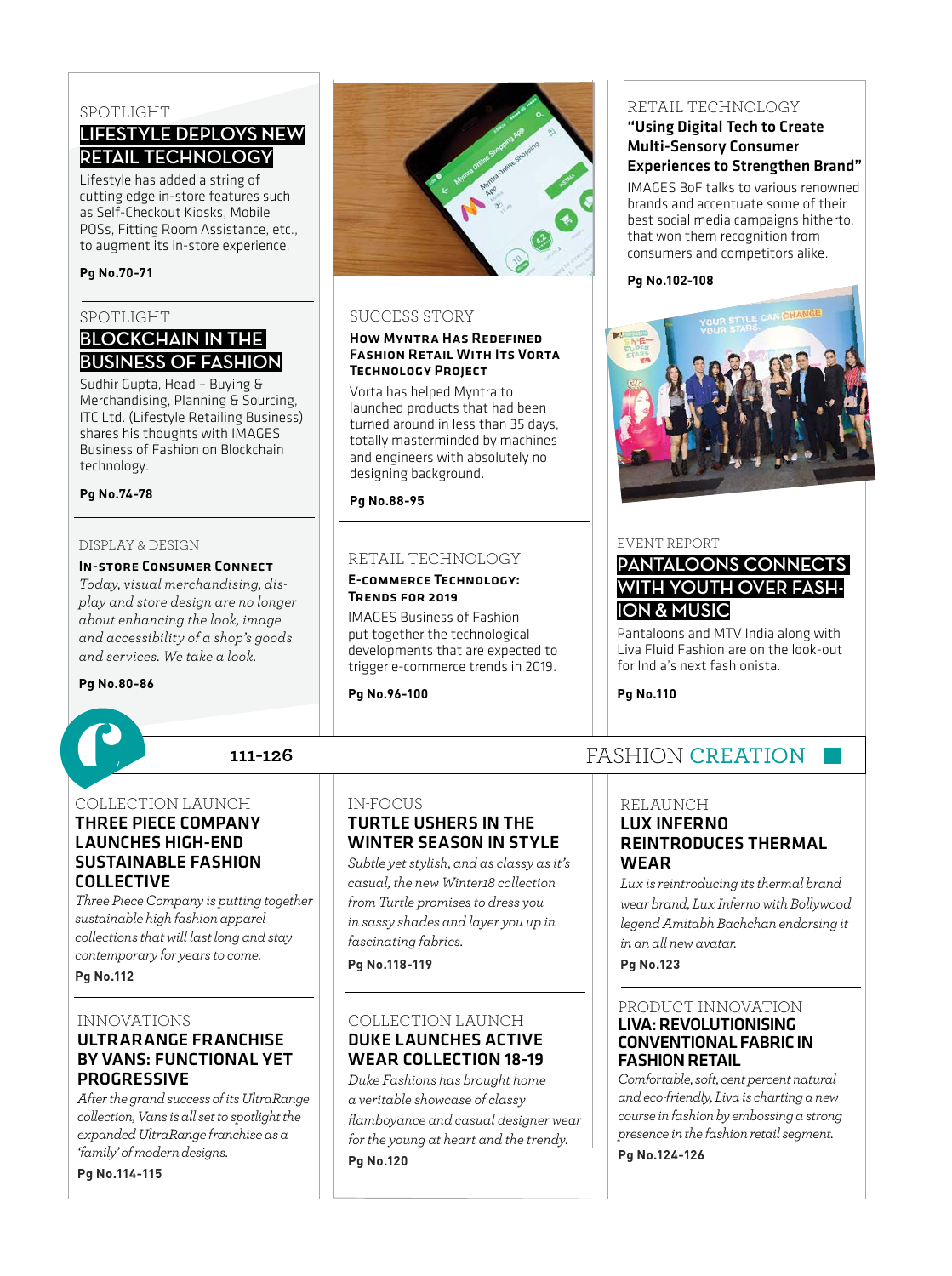SPOTLIGHT

### LIFESTYLE DEPLOYS NEW RETAIL TECHNOLOGY

Lifestyle has added a string of cutting edge in-store features such as Self-Checkout Kiosks, Mobile POSs, Fitting Room Assistance, etc., to augment its in-store experience.

**Pg No.70-71**

SPOTLIGHT

### BLOCKCHAIN IN THE BUSINESS OF FASHION

Sudhir Gupta, Head – Buying & Merchandising, Planning & Sourcing, ITC Ltd. (Lifestyle Retailing Business) shares his thoughts with IMAGES Business of Fashion on Blockchain technology.

**Pg No.74-78**

DISPLAY & DESIGN

### In-store Consumer Connect

*Today, visual merchandising, display and store design are no longer about enhancing the look, image and accessibility of a shop's goods and services. We take a look.*

**Pg No.80-86**

SUCCESS STORY

### How Myntra Has Redefined Fashion Retail With Its Vorta Technology Project

Vorta has helped Myntra to launched products that had been turned around in less than 35 days, totally masterminded by machines and engineers with absolutely no designing background.

**Pg No.88-95**

RETAIL TECHNOLOGY

### E-commerce Technology: Trends for 2019

IMAGES Business of Fashion put together the technological developments that are expected to trigger e-commerce trends in 2019.

**Pg No.96-100**

RETAIL TECHNOLOGY

### "Using Digital Tech to Create Multi-Sensory Consumer Experiences to Strengthen Brand"

IMAGES BoF talks to various renowned brands and accentuate some of their best social media campaigns hitherto, that won them recognition from consumers and competitors alike.

**Pg No.102-108**

EVENT REPORT

### PANTALOONS CONNECTS WITH YOUTH OVER FASHION & MUSIC

Pantaloons and MTV India along with Liva Fluid Fashion are on the look-out for India's next fashionista.

**Pg No.110**

## 111-126 FASHION CREATION

COLLECTION LAUNCH

### THREE PIECE COMPANY LAUNCHES HIGH-END SUSTAINABLE FASHION COLLECTIVE

*Three Piece Company is putting together sustainable high fashion apparel collections that will last long and stay contemporary for years to come.*

**Pg No.112**

INNOVATIONS

### ULTRARANGE FRANCHISE BY VANS: FUNCTIONAL YET PROGRESSIVE

*After the grand success of its UltraRange collection, Vans is all set to spotlight the expanded UltraRange franchise as a 'family' of modern designs.*

**Pg No.114-115**

IN-FOCUS

### TURTLE USHERS IN THE WINTER SEASON IN STYLE

*Subtle yet stylish, and as classy as it's casual, the new Winter18 collection from Turtle promises to dress you in sassy shades and layer you up in fascinating fabrics.*

**Pg No.118-119**

COLLECTION LAUNCH

### DUKE LAUNCHES ACTIVE WEAR COLLECTION 18-19

*Duke Fashions has brought home a veritable showcase of classy flamboyance and casual designer wear for the young at heart and the trendy.*

**Pg No.120**

RELAUNCH

### LUX INFERNO REINTRODUCES THERMAL WEAR

*Lux is reintroducing its thermal brand wear brand, Lux Inferno with Bollywood legend Amitabh Bachchan endorsing it in an all new avatar.*

**Pg No.123**

PRODUCT INNOVATION

### LIVA: REVOLUTIONISING CONVENTIONAL FABRIC IN FASHION RETAIL

*Comfortable, soft, cent percent natural and eco-friendly, Liva is charting a new course in fashion by embossing a strong presence in the fashion retail segment.*

**Pg No.124-126**